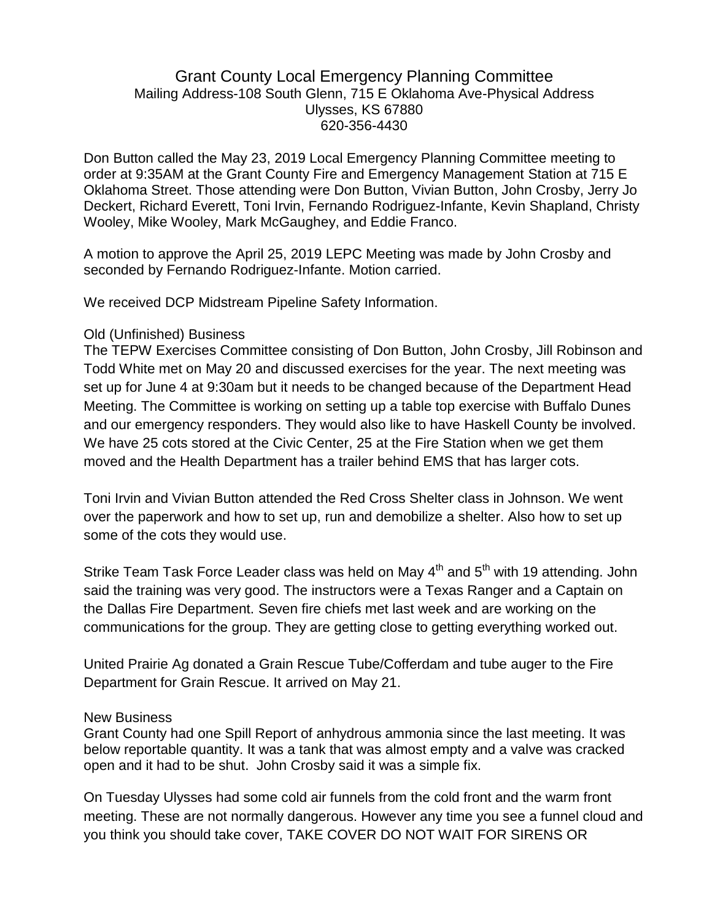# Grant County Local Emergency Planning Committee

Mailing Address-108 South Glenn, 715 E Oklahoma Ave-Physical Address
Ulysses, KS 67880
620-356-4430

Don Button called the May 23, 2019 Local Emergency Planning Committee meeting to order at 9:35AM at the Grant County Fire and Emergency Management Station at 715 E Oklahoma Street. Those attending were Don Button, Vivian Button, John Crosby, Jerry Jo Deckert, Richard Everett, Toni Irvin, Fernando Rodriguez-Infante, Kevin Shapland, Christy Wooley, Mike Wooley, Mark McGaughey, and Eddie Franco.

A motion to approve the April 25, 2019 LEPC Meeting was made by John Crosby and seconded by Fernando Rodriguez-Infante. Motion carried.

We received DCP Midstream Pipeline Safety Information.

## Old (Unfinished) Business

The TEPW Exercises Committee consisting of Don Button, John Crosby, Jill Robinson and Todd White met on May 20 and discussed exercises for the year. The next meeting was set up for June 4 at 9:30am but it needs to be changed because of the Department Head Meeting. The Committee is working on setting up a table top exercise with Buffalo Dunes and our emergency responders. They would also like to have Haskell County be involved. We have 25 cots stored at the Civic Center, 25 at the Fire Station when we get them moved and the Health Department has a trailer behind EMS that has larger cots.

Toni Irvin and Vivian Button attended the Red Cross Shelter class in Johnson. We went over the paperwork and how to set up, run and demobilize a shelter. Also how to set up some of the cots they would use.

Strike Team Task Force Leader class was held on May 4th and 5th with 19 attending. John said the training was very good. The instructors were a Texas Ranger and a Captain on the Dallas Fire Department. Seven fire chiefs met last week and are working on the communications for the group. They are getting close to getting everything worked out.

United Prairie Ag donated a Grain Rescue Tube/Cofferdam and tube auger to the Fire Department for Grain Rescue. It arrived on May 21.

## New Business

Grant County had one Spill Report of anhydrous ammonia since the last meeting. It was below reportable quantity. It was a tank that was almost empty and a valve was cracked open and it had to be shut. John Crosby said it was a simple fix.

On Tuesday Ulysses had some cold air funnels from the cold front and the warm front meeting. These are not normally dangerous. However any time you see a funnel cloud and you think you should take cover, TAKE COVER DO NOT WAIT FOR SIRENS OR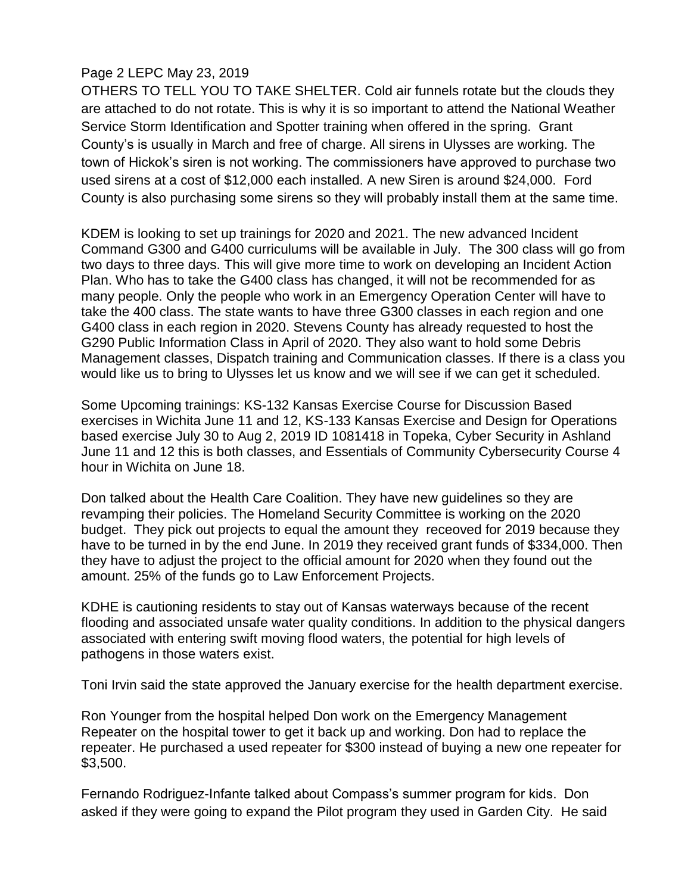OTHERS TO TELL YOU TO TAKE SHELTER. Cold air funnels rotate but the clouds they are attached to do not rotate. This is why it is so important to attend the National Weather Service Storm Identification and Spotter training when offered in the spring. Grant County's is usually in March and free of charge. All sirens in Ulysses are working. The town of Hickok's siren is not working. The commissioners have approved to purchase two used sirens at a cost of $12,000 each installed. A new Siren is around $24,000. Ford County is also purchasing some sirens so they will probably install them at the same time.

KDEM is looking to set up trainings for 2020 and 2021. The new advanced Incident Command G300 and G400 curriculums will be available in July. The 300 class will go from two days to three days. This will give more time to work on developing an Incident Action Plan. Who has to take the G400 class has changed, it will not be recommended for as many people. Only the people who work in an Emergency Operation Center will have to take the 400 class. The state wants to have three G300 classes in each region and one G400 class in each region in 2020. Stevens County has already requested to host the G290 Public Information Class in April of 2020. They also want to hold some Debris Management classes, Dispatch training and Communication classes. If there is a class you would like us to bring to Ulysses let us know and we will see if we can get it scheduled.

Some Upcoming trainings: KS-132 Kansas Exercise Course for Discussion Based exercises in Wichita June 11 and 12, KS-133 Kansas Exercise and Design for Operations based exercise July 30 to Aug 2, 2019 ID 1081418 in Topeka, Cyber Security in Ashland June 11 and 12 this is both classes, and Essentials of Community Cybersecurity Course 4 hour in Wichita on June 18.

Don talked about the Health Care Coalition. They have new guidelines so they are revamping their policies. The Homeland Security Committee is working on the 2020 budget. They pick out projects to equal the amount they receoved for 2019 because they have to be turned in by the end June. In 2019 they received grant funds of $334,000. Then they have to adjust the project to the official amount for 2020 when they found out the amount. 25% of the funds go to Law Enforcement Projects.

KDHE is cautioning residents to stay out of Kansas waterways because of the recent flooding and associated unsafe water quality conditions. In addition to the physical dangers associated with entering swift moving flood waters, the potential for high levels of pathogens in those waters exist.

Toni Irvin said the state approved the January exercise for the health department exercise.

Ron Younger from the hospital helped Don work on the Emergency Management Repeater on the hospital tower to get it back up and working. Don had to replace the repeater. He purchased a used repeater for $300 instead of buying a new one repeater for $3,500.

Fernando Rodriguez-Infante talked about Compass's summer program for kids. Don asked if they were going to expand the Pilot program they used in Garden City. He said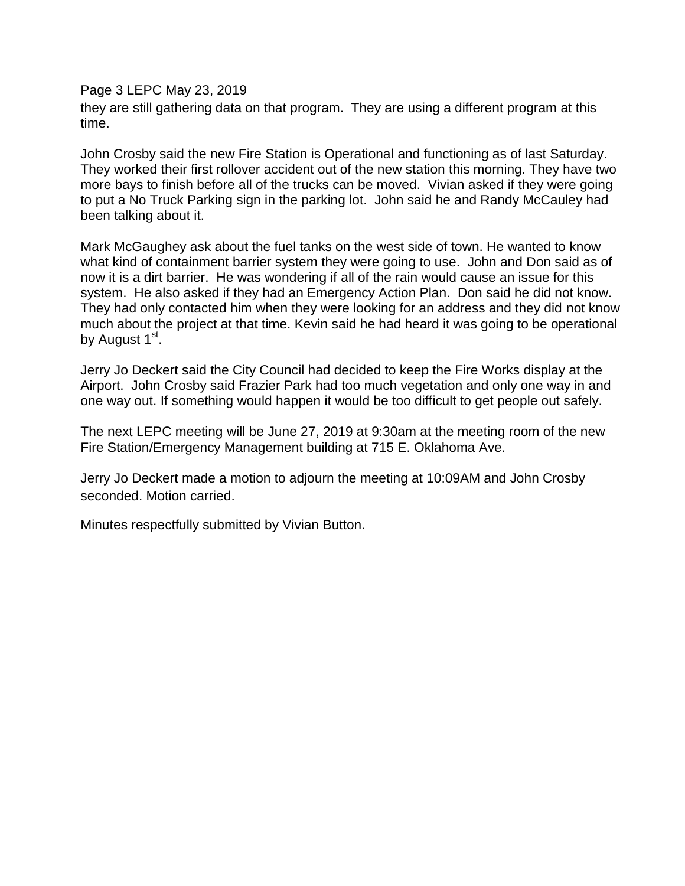they are still gathering data on that program. They are using a different program at this time.

John Crosby said the new Fire Station is Operational and functioning as of last Saturday. They worked their first rollover accident out of the new station this morning. They have two more bays to finish before all of the trucks can be moved. Vivian asked if they were going to put a No Truck Parking sign in the parking lot. John said he and Randy McCauley had been talking about it.

Mark McGaughey ask about the fuel tanks on the west side of town. He wanted to know what kind of containment barrier system they were going to use. John and Don said as of now it is a dirt barrier. He was wondering if all of the rain would cause an issue for this system. He also asked if they had an Emergency Action Plan. Don said he did not know. They had only contacted him when they were looking for an address and they did not know much about the project at that time. Kevin said he had heard it was going to be operational by August 1st.

Jerry Jo Deckert said the City Council had decided to keep the Fire Works display at the Airport. John Crosby said Frazier Park had too much vegetation and only one way in and one way out. If something would happen it would be too difficult to get people out safely.

The next LEPC meeting will be June 27, 2019 at 9:30am at the meeting room of the new Fire Station/Emergency Management building at 715 E. Oklahoma Ave.

Jerry Jo Deckert made a motion to adjourn the meeting at 10:09AM and John Crosby seconded. Motion carried.

Minutes respectfully submitted by Vivian Button.